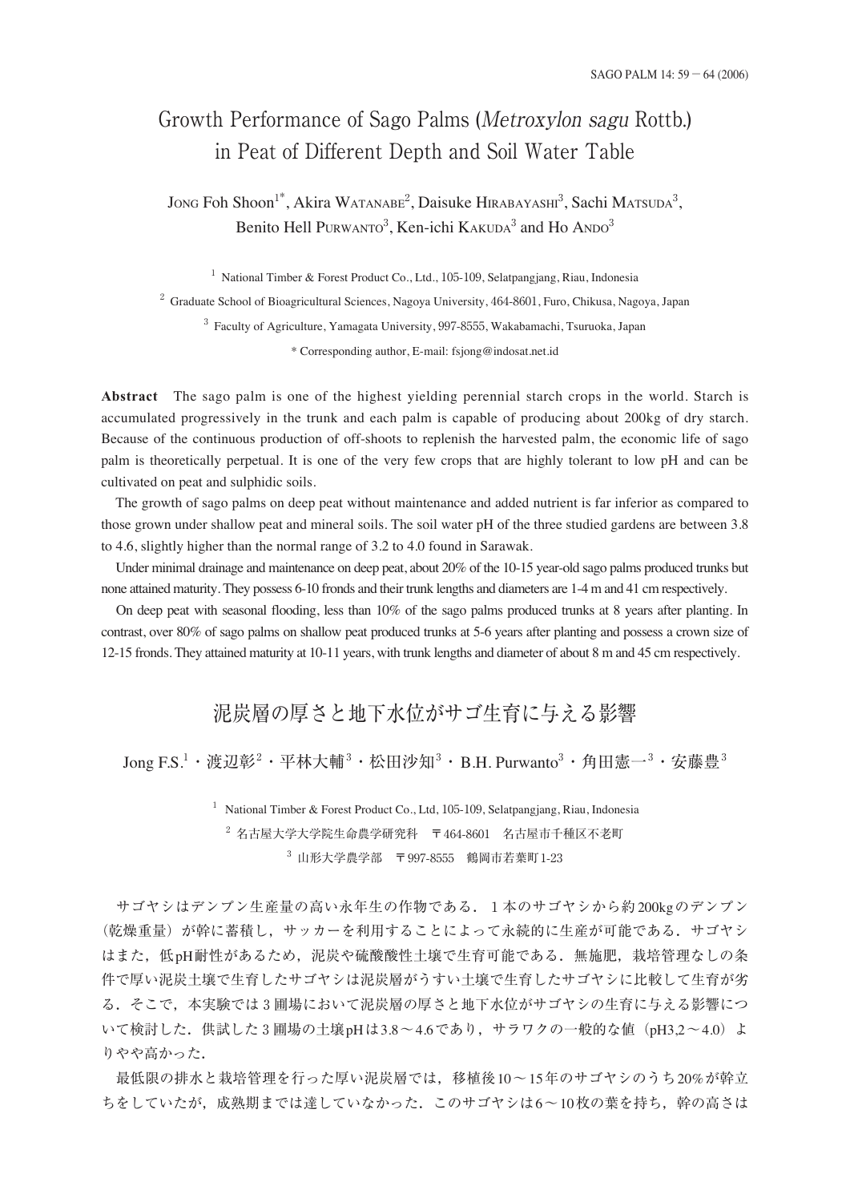# Growth Performance of Sago Palms (*Metroxylon sagu* Rottb.) in Peat of Different Depth and Soil Water Table

Jong Foh Shoon[1*], Akira Watanabe[2], Daisuke Hirabayashi[3], Sachi Matsuda[3], Benito Hell Purwanto[3], Ken-ichi Kakuda[3] and Ho Ando[3]

[1] National Timber & Forest Product Co., Ltd., 105-109, Selatpangjang, Riau, Indonesia

[2] Graduate School of Bioagricultural Sciences, Nagoya University, 464-8601, Furo, Chikusa, Nagoya, Japan

[3] Faculty of Agriculture, Yamagata University, 997-8555, Wakabamachi, Tsuruoka, Japan

* Corresponding author, E-mail: fsjong@indosat.net.id

**Abstract** The sago palm is one of the highest yielding perennial starch crops in the world. Starch is accumulated progressively in the trunk and each palm is capable of producing about 200kg of dry starch. Because of the continuous production of off-shoots to replenish the harvested palm, the economic life of sago palm is theoretically perpetual. It is one of the very few crops that are highly tolerant to low pH and can be cultivated on peat and sulphidic soils.

The growth of sago palms on deep peat without maintenance and added nutrient is far inferior as compared to those grown under shallow peat and mineral soils. The soil water pH of the three studied gardens are between 3.8 to 4.6, slightly higher than the normal range of 3.2 to 4.0 found in Sarawak.

Under minimal drainage and maintenance on deep peat, about 20% of the 10-15 year-old sago palms produced trunks but none attained maturity. They possess 6-10 fronds and their trunk lengths and diameters are 1-4 m and 41 cm respectively.

On deep peat with seasonal flooding, less than 10% of the sago palms produced trunks at 8 years after planting. In contrast, over 80% of sago palms on shallow peat produced trunks at 5-6 years after planting and possess a crown size of 12-15 fronds. They attained maturity at 10-11 years, with trunk lengths and diameter of about 8 m and 45 cm respectively.

# 泥炭層の厚さと地下水位がサゴ生育に与える影響

Jong F.S.[1]・渡辺彰[2]・平林大輔[3]・松田沙知[3]・B.H. Purwanto[3]・角田憲一[3]・安藤豊[3]

[1] National Timber & Forest Product Co., Ltd, 105-109, Selatpangjang, Riau, Indonesia

[2] 名古屋大学大学院生命農学研究科　〒464-8601　名古屋市千種区不老町

[3] 山形大学農学部　〒997-8555　鶴岡市若葉町1-23

サゴヤシはデンプン生産量の高い永年生の作物である．1本のサゴヤシから約200kgのデンプン（乾燥重量）が幹に蓄積し，サッカーを利用することによって永続的に生産が可能である．サゴヤシはまた，低pH耐性があるため，泥炭や硫酸酸性土壌で生育可能である．無施肥，栽培管理なしの条件で厚い泥炭土壌で生育したサゴヤシは泥炭層がうすい土壌で生育したサゴヤシに比較して生育が劣る．そこで，本実験では3圃場において泥炭層の厚さと地下水位がサゴヤシの生育に与える影響について検討した．供試した3圃場の土壌pHは3.8～4.6であり，サラワクの一般的な値（pH3.2～4.0）よりやや高かった．

最低限の排水と栽培管理を行った厚い泥炭層では，移植後10～15年のサゴヤシのうち20%が幹立ちをしていたが，成熟期までは達していなかった．このサゴヤシは6～10枚の葉を持ち，幹の高さは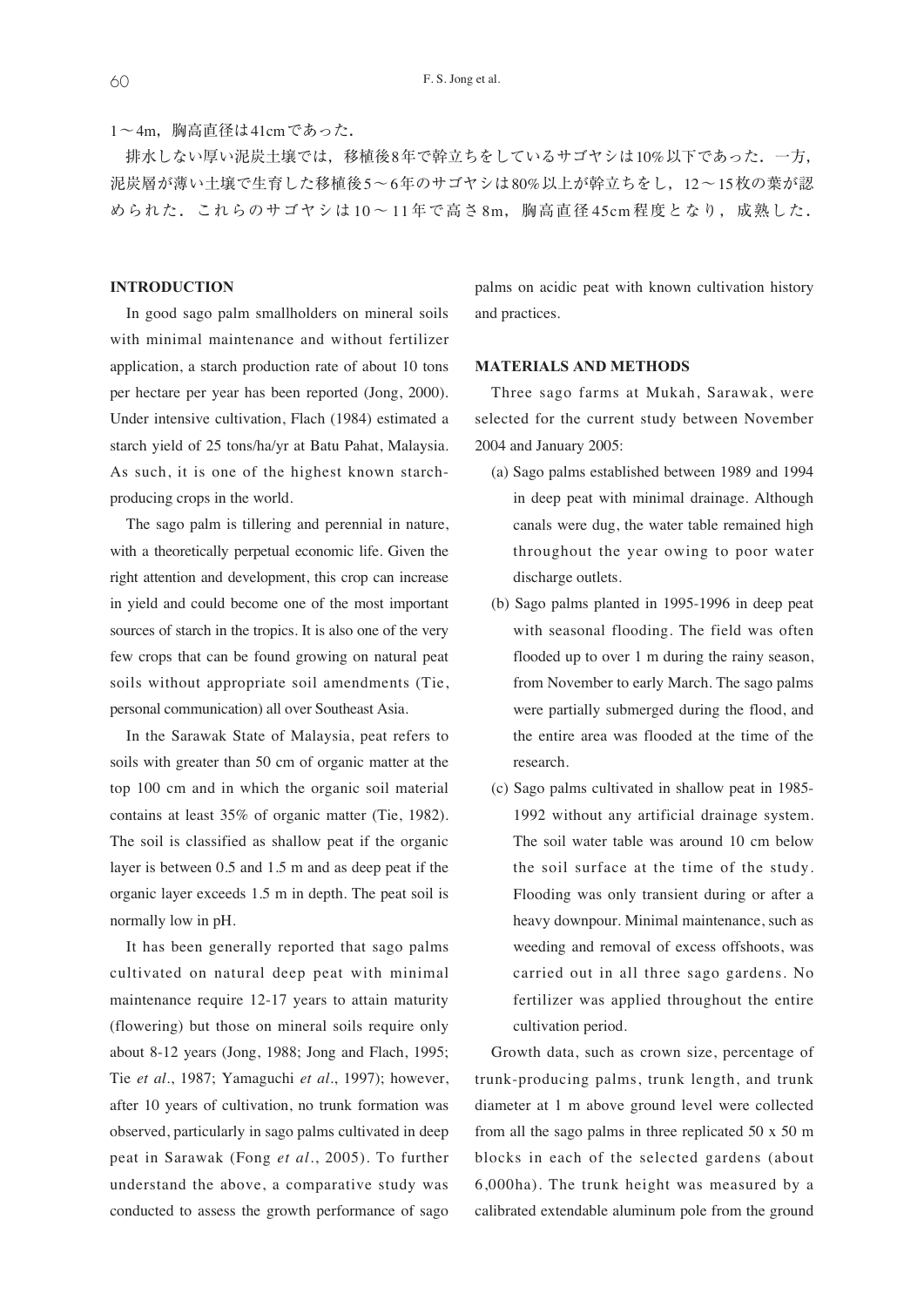1～4m，胸高直径は41cmであった．

排水しない厚い泥炭土壌では，移植後8年で幹立ちをしているサゴヤシは10%以下であった．一方，泥炭層が薄い土壌で生育した移植後5～6年のサゴヤシは80%以上が幹立ちをし，12～15枚の葉が認められた．これらのサゴヤシは10～11年で高さ8m，胸高直径45cm程度となり，成熟した．

## INTRODUCTION

In good sago palm smallholders on mineral soils with minimal maintenance and without fertilizer application, a starch production rate of about 10 tons per hectare per year has been reported (Jong, 2000). Under intensive cultivation, Flach (1984) estimated a starch yield of 25 tons/ha/yr at Batu Pahat, Malaysia. As such, it is one of the highest known starch-producing crops in the world.

The sago palm is tillering and perennial in nature, with a theoretically perpetual economic life. Given the right attention and development, this crop can increase in yield and could become one of the most important sources of starch in the tropics. It is also one of the very few crops that can be found growing on natural peat soils without appropriate soil amendments (Tie, personal communication) all over Southeast Asia.

In the Sarawak State of Malaysia, peat refers to soils with greater than 50 cm of organic matter at the top 100 cm and in which the organic soil material contains at least 35% of organic matter (Tie, 1982). The soil is classified as shallow peat if the organic layer is between 0.5 and 1.5 m and as deep peat if the organic layer exceeds 1.5 m in depth. The peat soil is normally low in pH.

It has been generally reported that sago palms cultivated on natural deep peat with minimal maintenance require 12-17 years to attain maturity (flowering) but those on mineral soils require only about 8-12 years (Jong, 1988; Jong and Flach, 1995; Tie *et al*., 1987; Yamaguchi *et al*., 1997); however, after 10 years of cultivation, no trunk formation was observed, particularly in sago palms cultivated in deep peat in Sarawak (Fong *et al*., 2005). To further understand the above, a comparative study was conducted to assess the growth performance of sago palms on acidic peat with known cultivation history and practices.

## MATERIALS AND METHODS

Three sago farms at Mukah, Sarawak, were selected for the current study between November 2004 and January 2005:

(a) Sago palms established between 1989 and 1994 in deep peat with minimal drainage. Although canals were dug, the water table remained high throughout the year owing to poor water discharge outlets.

(b) Sago palms planted in 1995-1996 in deep peat with seasonal flooding. The field was often flooded up to over 1 m during the rainy season, from November to early March. The sago palms were partially submerged during the flood, and the entire area was flooded at the time of the research.

(c) Sago palms cultivated in shallow peat in 1985-1992 without any artificial drainage system. The soil water table was around 10 cm below the soil surface at the time of the study. Flooding was only transient during or after a heavy downpour. Minimal maintenance, such as weeding and removal of excess offshoots, was carried out in all three sago gardens. No fertilizer was applied throughout the entire cultivation period.

Growth data, such as crown size, percentage of trunk-producing palms, trunk length, and trunk diameter at 1 m above ground level were collected from all the sago palms in three replicated 50 x 50 m blocks in each of the selected gardens (about 6,000ha). The trunk height was measured by a calibrated extendable aluminum pole from the ground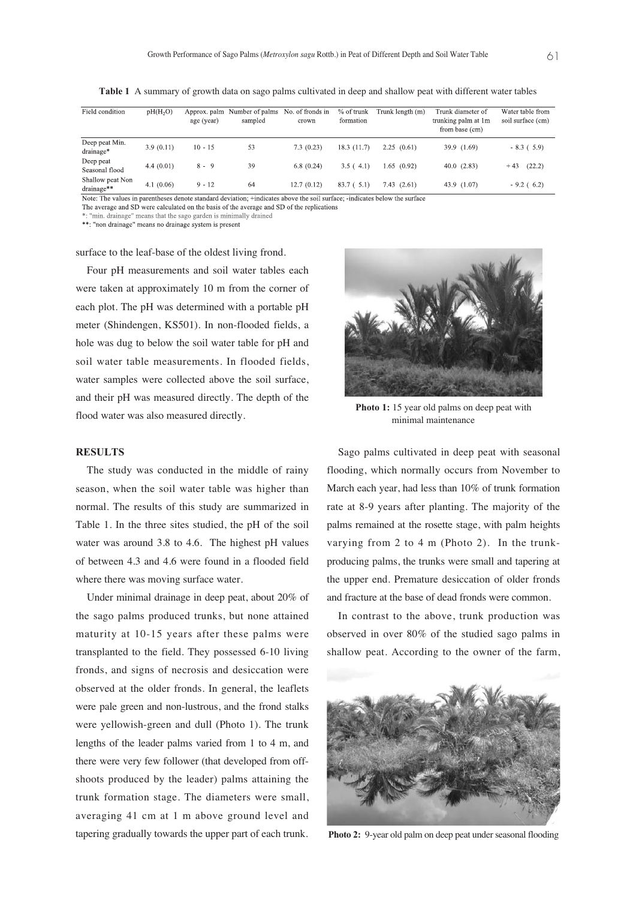**Table 1** A summary of growth data on sago palms cultivated in deep and shallow peat with different water tables

| Field condition | pH($H_2O$) | Approx. palm age (year) | Number of palms sampled | No. of fronds in crown | % of trunk formation | Trunk length (m) | Trunk diameter of trunking palm at 1m from base (cm) | Water table from soil surface (cm) |
|---|---|---|---|---|---|---|---|---|
| Deep peat Min. drainage* | 3.9 (0.11) | 10 - 15 | 53 | 7.3 (0.23) | 18.3 (11.7) | 2.25 (0.61) | 39.9 (1.69) | - 8.3 ( 5.9) |
| Deep peat Seasonal flood | 4.4 (0.01) | 8 - 9 | 39 | 6.8 (0.24) | 3.5 ( 4.1) | 1.65 (0.92) | 40.0 (2.83) | + 43 (22.2) |
| Shallow peat Non drainage** | 4.1 (0.06) | 9 - 12 | 64 | 12.7 (0.12) | 83.7 ( 5.1) | 7.43 (2.61) | 43.9 (1.07) | - 9.2 ( 6.2) |

Note: The values in parentheses denote standard deviation; +indicates above the soil surface; -indicates below the surface
The average and SD were calculated on the basis of the average and SD of the replications
*: "min. drainage" means that the sago garden is minimally drained
**: "non drainage" means no drainage system is present

surface to the leaf-base of the oldest living frond.

Four pH measurements and soil water tables each were taken at approximately 10 m from the corner of each plot. The pH was determined with a portable pH meter (Shindengen, KS501). In non-flooded fields, a hole was dug to below the soil water table for pH and soil water table measurements. In flooded fields, water samples were collected above the soil surface, and their pH was measured directly. The depth of the flood water was also measured directly.

**Photo 1:** 15 year old palms on deep peat with minimal maintenance

## RESULTS

The study was conducted in the middle of rainy season, when the soil water table was higher than normal. The results of this study are summarized in Table 1. In the three sites studied, the pH of the soil water was around 3.8 to 4.6. The highest pH values of between 4.3 and 4.6 were found in a flooded field where there was moving surface water.

Under minimal drainage in deep peat, about 20% of the sago palms produced trunks, but none attained maturity at 10-15 years after these palms were transplanted to the field. They possessed 6-10 living fronds, and signs of necrosis and desiccation were observed at the older fronds. In general, the leaflets were pale green and non-lustrous, and the frond stalks were yellowish-green and dull (Photo 1). The trunk lengths of the leader palms varied from 1 to 4 m, and there were very few follower (that developed from off-shoots produced by the leader) palms attaining the trunk formation stage. The diameters were small, averaging 41 cm at 1 m above ground level and tapering gradually towards the upper part of each trunk.

Sago palms cultivated in deep peat with seasonal flooding, which normally occurs from November to March each year, had less than 10% of trunk formation rate at 8-9 years after planting. The majority of the palms remained at the rosette stage, with palm heights varying from 2 to 4 m (Photo 2). In the trunk-producing palms, the trunks were small and tapering at the upper end. Premature desiccation of older fronds and fracture at the base of dead fronds were common.

In contrast to the above, trunk production was observed in over 80% of the studied sago palms in shallow peat. According to the owner of the farm,

**Photo 2:** 9-year old palm on deep peat under seasonal flooding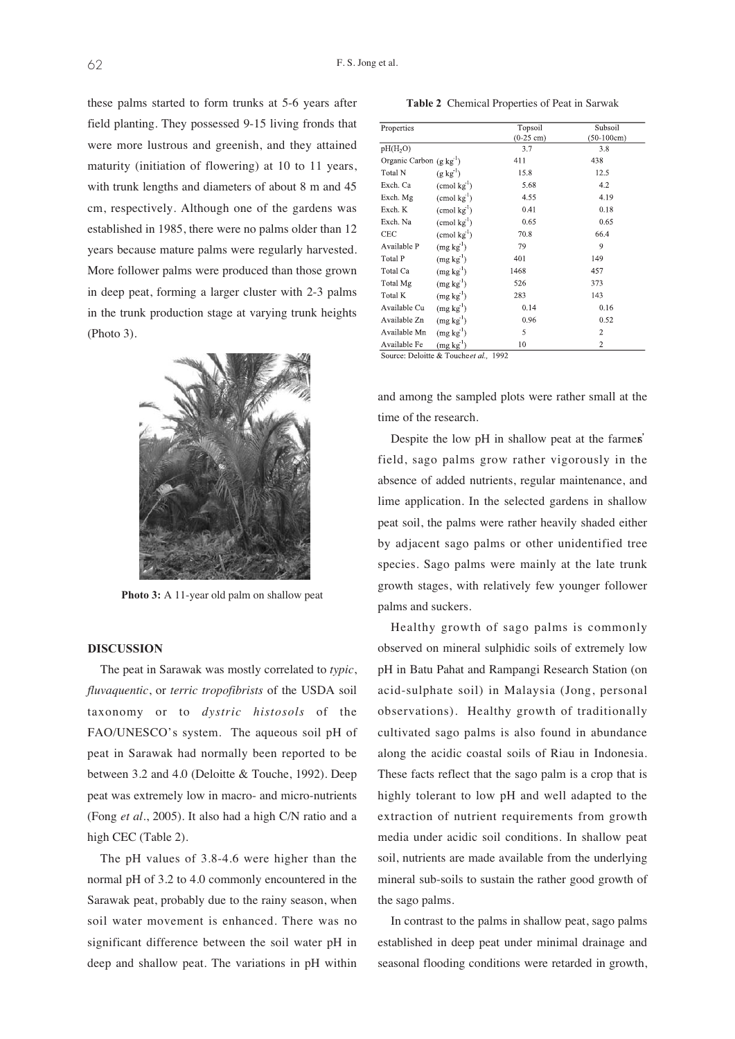these palms started to form trunks at 5-6 years after field planting. They possessed 9-15 living fronds that were more lustrous and greenish, and they attained maturity (initiation of flowering) at 10 to 11 years, with trunk lengths and diameters of about 8 m and 45 cm, respectively. Although one of the gardens was established in 1985, there were no palms older than 12 years because mature palms were regularly harvested. More follower palms were produced than those grown in deep peat, forming a larger cluster with 2-3 palms in the trunk production stage at varying trunk heights (Photo 3).

**Photo 3:** A 11-year old palm on shallow peat

## DISCUSSION

The peat in Sarawak was mostly correlated to *typic*, *fluvaquentic*, or *terric tropofibrists* of the USDA soil taxonomy or to *dystric histosols* of the FAO/UNESCO's system. The aqueous soil pH of peat in Sarawak had normally been reported to be between 3.2 and 4.0 (Deloitte & Touche, 1992). Deep peat was extremely low in macro- and micro-nutrients (Fong *et al*., 2005). It also had a high C/N ratio and a high CEC (Table 2).

The pH values of 3.8-4.6 were higher than the normal pH of 3.2 to 4.0 commonly encountered in the Sarawak peat, probably due to the rainy season, when soil water movement is enhanced. There was no significant difference between the soil water pH in deep and shallow peat. The variations in pH within and among the sampled plots were rather small at the time of the research.

**Table 2** Chemical Properties of Peat in Sarwak

| Properties | | Topsoil (0-25 cm) | Subsoil (50-100cm) |
|---|---|---|---|
| pH($H_2O$) | | 3.7 | 3.8 |
| Organic Carbon | (g $kg^{-1}$) | 411 | 438 |
| Total N | (g $kg^{-1}$) | 15.8 | 12.5 |
| Exch. Ca | (cmol $kg^{-1}$) | 5.68 | 4.2 |
| Exch. Mg | (cmol $kg^{-1}$) | 4.55 | 4.19 |
| Exch. K | (cmol $kg^{-1}$) | 0.41 | 0.18 |
| Exch. Na | (cmol $kg^{-1}$) | 0.65 | 0.65 |
| CEC | (cmol $kg^{-1}$) | 70.8 | 66.4 |
| Available P | (mg $kg^{-1}$) | 79 | 9 |
| Total P | (mg $kg^{-1}$) | 401 | 149 |
| Total Ca | (mg $kg^{-1}$) | 1468 | 457 |
| Total Mg | (mg $kg^{-1}$) | 526 | 373 |
| Total K | (mg $kg^{-1}$) | 283 | 143 |
| Available Cu | (mg $kg^{-1}$) | 0.14 | 0.16 |
| Available Zn | (mg $kg^{-1}$) | 0.96 | 0.52 |
| Available Mn | (mg $kg^{-1}$) | 5 | 2 |
| Available Fe | (mg $kg^{-1}$) | 10 | 2 |

Source: Deloitte & Touche*et al.,* 1992

Despite the low pH in shallow peat at the farmers' field, sago palms grow rather vigorously in the absence of added nutrients, regular maintenance, and lime application. In the selected gardens in shallow peat soil, the palms were rather heavily shaded either by adjacent sago palms or other unidentified tree species. Sago palms were mainly at the late trunk growth stages, with relatively few younger follower palms and suckers.

Healthy growth of sago palms is commonly observed on mineral sulphidic soils of extremely low pH in Batu Pahat and Rampangi Research Station (on acid-sulphate soil) in Malaysia (Jong, personal observations). Healthy growth of traditionally cultivated sago palms is also found in abundance along the acidic coastal soils of Riau in Indonesia. These facts reflect that the sago palm is a crop that is highly tolerant to low pH and well adapted to the extraction of nutrient requirements from growth media under acidic soil conditions. In shallow peat soil, nutrients are made available from the underlying mineral sub-soils to sustain the rather good growth of the sago palms.

In contrast to the palms in shallow peat, sago palms established in deep peat under minimal drainage and seasonal flooding conditions were retarded in growth,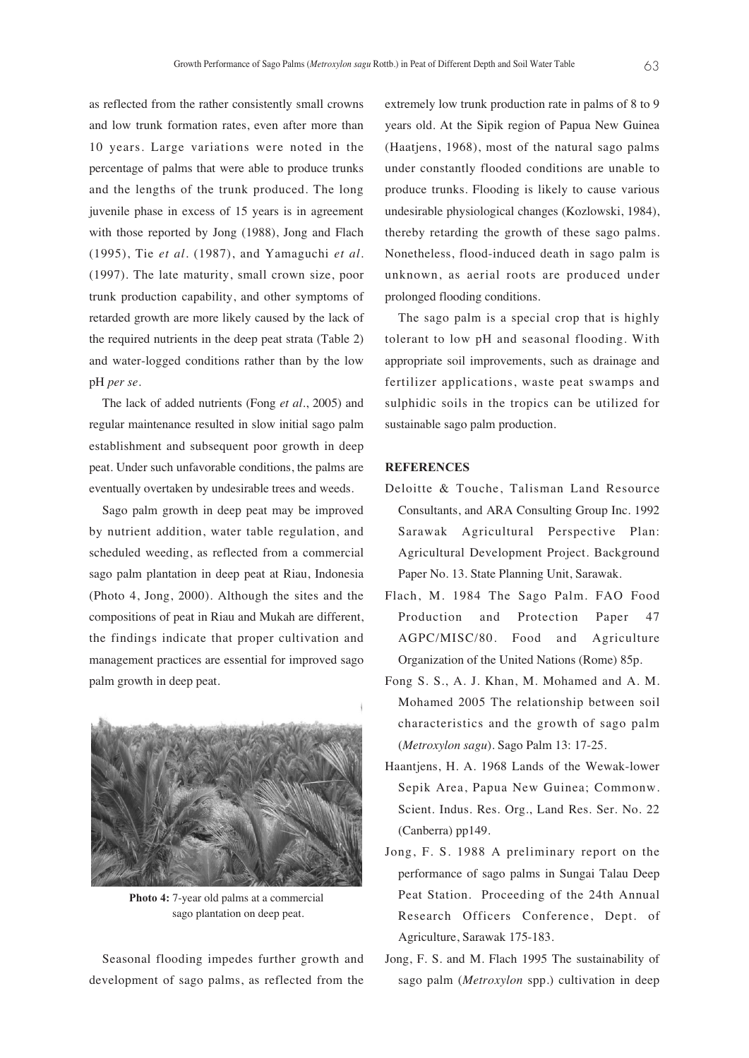as reflected from the rather consistently small crowns and low trunk formation rates, even after more than 10 years. Large variations were noted in the percentage of palms that were able to produce trunks and the lengths of the trunk produced. The long juvenile phase in excess of 15 years is in agreement with those reported by Jong (1988), Jong and Flach (1995), Tie *et al*. (1987), and Yamaguchi *et al*. (1997). The late maturity, small crown size, poor trunk production capability, and other symptoms of retarded growth are more likely caused by the lack of the required nutrients in the deep peat strata (Table 2) and water-logged conditions rather than by the low pH *per se*.

The lack of added nutrients (Fong *et al*., 2005) and regular maintenance resulted in slow initial sago palm establishment and subsequent poor growth in deep peat. Under such unfavorable conditions, the palms are eventually overtaken by undesirable trees and weeds.

Sago palm growth in deep peat may be improved by nutrient addition, water table regulation, and scheduled weeding, as reflected from a commercial sago palm plantation in deep peat at Riau, Indonesia (Photo 4, Jong, 2000). Although the sites and the compositions of peat in Riau and Mukah are different, the findings indicate that proper cultivation and management practices are essential for improved sago palm growth in deep peat.

**Photo 4:** 7-year old palms at a commercial sago plantation on deep peat.

Seasonal flooding impedes further growth and development of sago palms, as reflected from the extremely low trunk production rate in palms of 8 to 9 years old. At the Sipik region of Papua New Guinea (Haatjens, 1968), most of the natural sago palms under constantly flooded conditions are unable to produce trunks. Flooding is likely to cause various undesirable physiological changes (Kozlowski, 1984), thereby retarding the growth of these sago palms. Nonetheless, flood-induced death in sago palm is unknown, as aerial roots are produced under prolonged flooding conditions.

The sago palm is a special crop that is highly tolerant to low pH and seasonal flooding. With appropriate soil improvements, such as drainage and fertilizer applications, waste peat swamps and sulphidic soils in the tropics can be utilized for sustainable sago palm production.

## REFERENCES

Deloitte & Touche, Talisman Land Resource Consultants, and ARA Consulting Group Inc. 1992 Sarawak Agricultural Perspective Plan: Agricultural Development Project. Background Paper No. 13. State Planning Unit, Sarawak.

Flach, M. 1984 The Sago Palm. FAO Food Production and Protection Paper 47 AGPC/MISC/80. Food and Agriculture Organization of the United Nations (Rome) 85p.

Fong S. S., A. J. Khan, M. Mohamed and A. M. Mohamed 2005 The relationship between soil characteristics and the growth of sago palm (*Metroxylon sagu*). Sago Palm 13: 17-25.

Haantjens, H. A. 1968 Lands of the Wewak-lower Sepik Area, Papua New Guinea; Commonw. Scient. Indus. Res. Org., Land Res. Ser. No. 22 (Canberra) pp149.

Jong, F. S. 1988 A preliminary report on the performance of sago palms in Sungai Talau Deep Peat Station. Proceeding of the 24th Annual Research Officers Conference, Dept. of Agriculture, Sarawak 175-183.

Jong, F. S. and M. Flach 1995 The sustainability of sago palm (*Metroxylon* spp.) cultivation in deep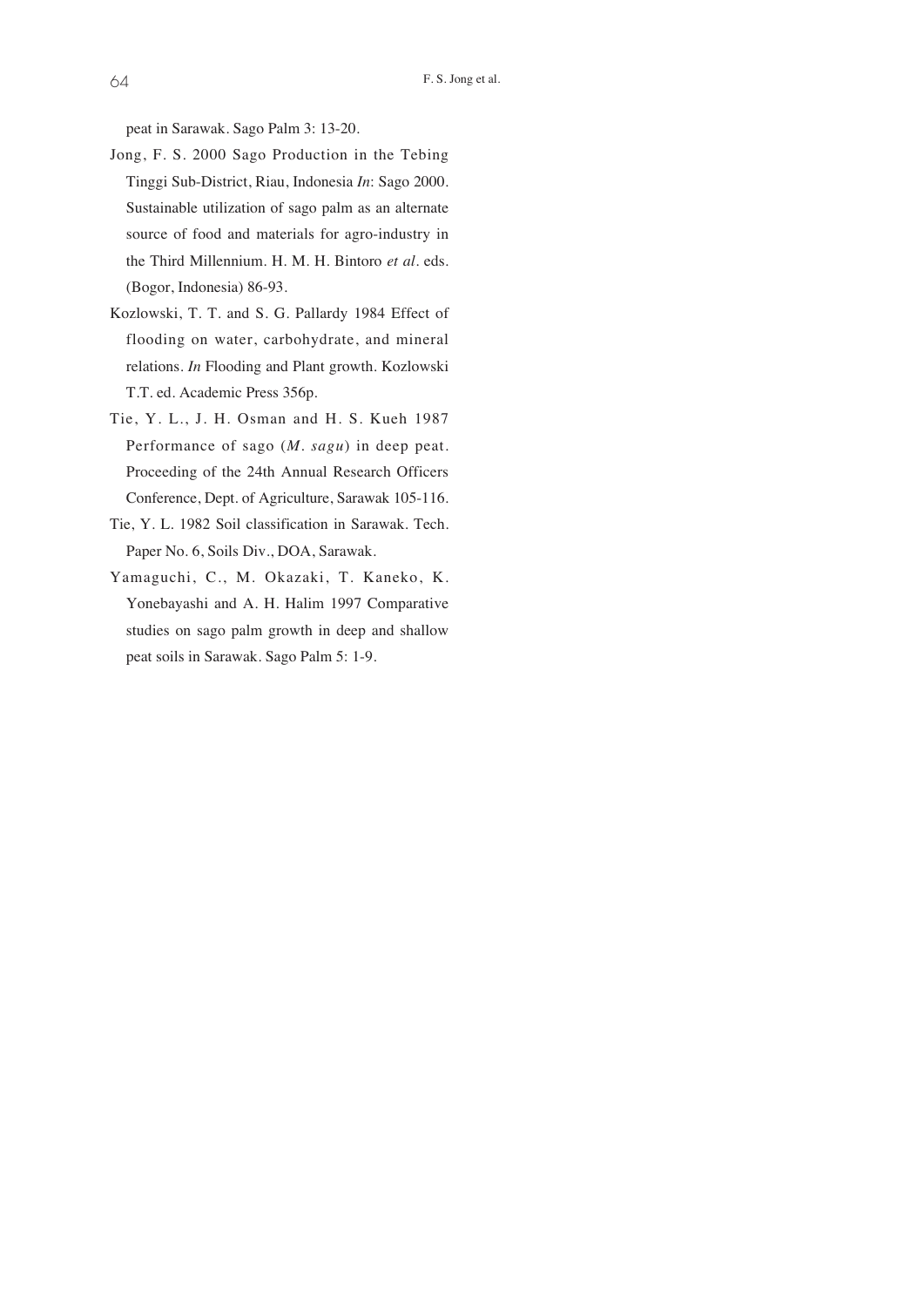peat in Sarawak. Sago Palm 3: 13-20.

Jong, F. S. 2000 Sago Production in the Tebing Tinggi Sub-District, Riau, Indonesia *In*: Sago 2000. Sustainable utilization of sago palm as an alternate source of food and materials for agro-industry in the Third Millennium. H. M. H. Bintoro *et al*. eds. (Bogor, Indonesia) 86-93.

Kozlowski, T. T. and S. G. Pallardy 1984 Effect of flooding on water, carbohydrate, and mineral relations. *In* Flooding and Plant growth. Kozlowski T.T. ed. Academic Press 356p.

Tie, Y. L., J. H. Osman and H. S. Kueh 1987 Performance of sago (*M. sagu*) in deep peat. Proceeding of the 24th Annual Research Officers Conference, Dept. of Agriculture, Sarawak 105-116.

Tie, Y. L. 1982 Soil classification in Sarawak. Tech. Paper No. 6, Soils Div., DOA, Sarawak.

Yamaguchi, C., M. Okazaki, T. Kaneko, K. Yonebayashi and A. H. Halim 1997 Comparative studies on sago palm growth in deep and shallow peat soils in Sarawak. Sago Palm 5: 1-9.